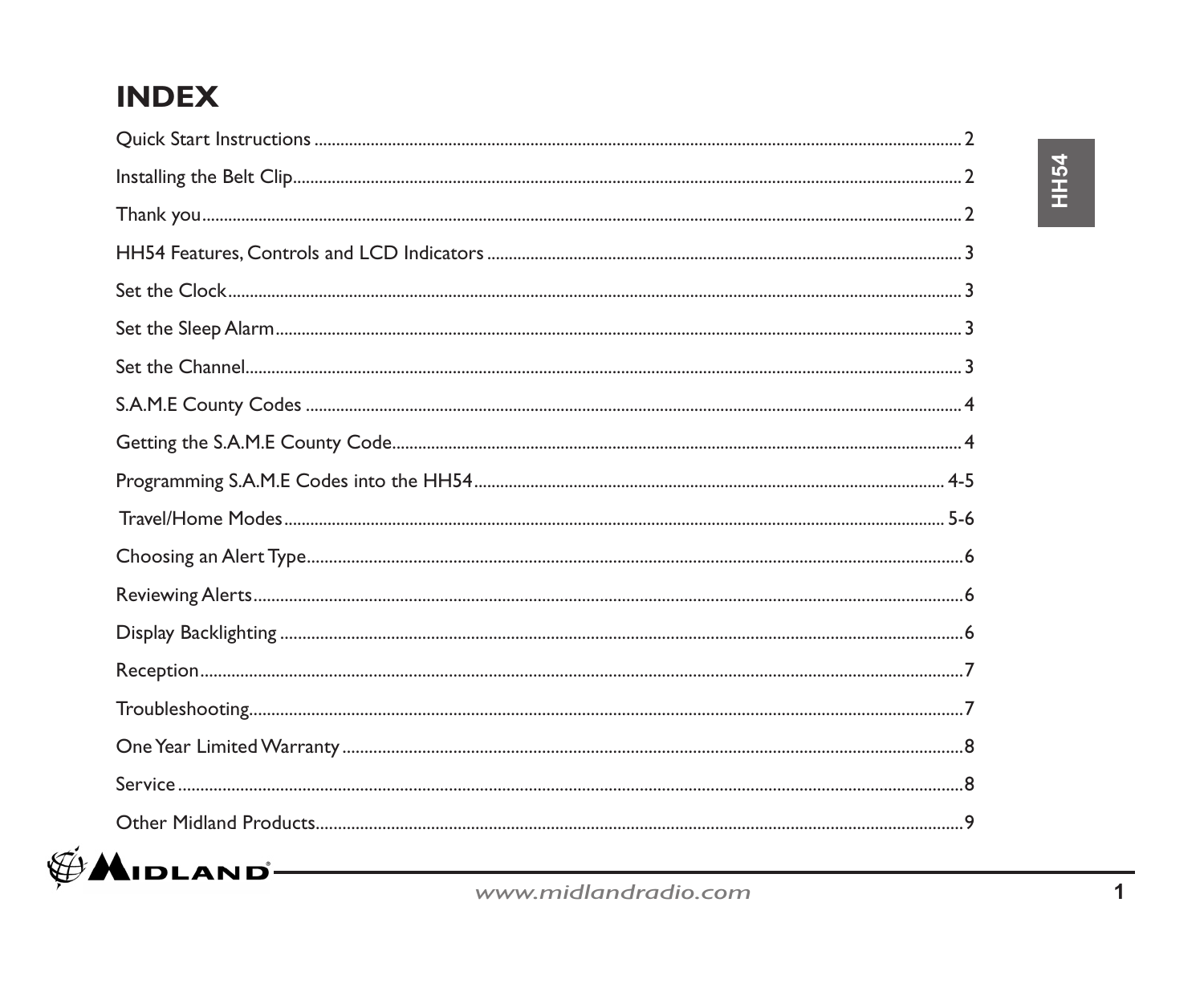# INDEX

| | |
|---|---|
| Quick Start Instructions | 2 |
| Installing the Belt Clip | 2 |
| Thank you | 2 |
| HH54 Features, Controls and LCD Indicators | 3 |
| Set the Clock | 3 |
| Set the Sleep Alarm | 3 |
| Set the Channel | 3 |
| S.A.M.E County Codes | 4 |
| Getting the S.A.M.E County Code | 4 |
| Programming S.A.M.E Codes into the HH54 | 4-5 |
| Travel/Home Modes | 5-6 |
| Choosing an Alert Type | 6 |
| Reviewing Alerts | 6 |
| Display Backlighting | 6 |
| Reception | 7 |
| Troubleshooting | 7 |
| One Year Limited Warranty | 8 |
| Service | 8 |
| Other Midland Products | 9 |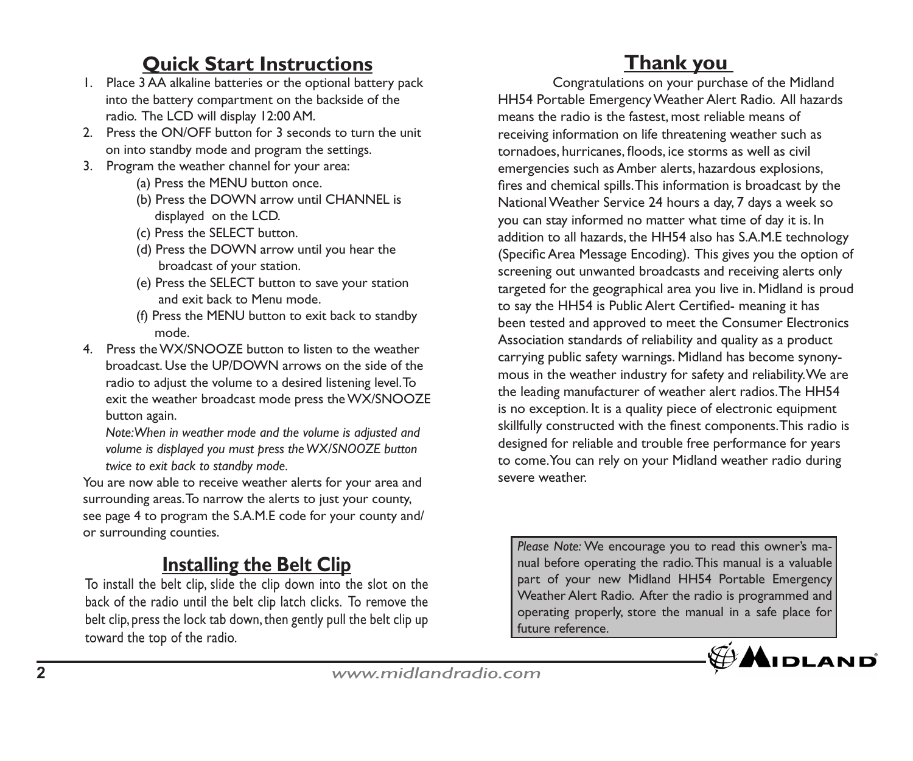## Quick Start Instructions

1. Place 3 AA alkaline batteries or the optional battery pack into the battery compartment on the backside of the radio. The LCD will display 12:00 AM.
2. Press the ON/OFF button for 3 seconds to turn the unit on into standby mode and program the settings.
3. Program the weather channel for your area:
   (a) Press the MENU button once.
   (b) Press the DOWN arrow until CHANNEL is displayed on the LCD.
   (c) Press the SELECT button.
   (d) Press the DOWN arrow until you hear the broadcast of your station.
   (e) Press the SELECT button to save your station and exit back to Menu mode.
   (f) Press the MENU button to exit back to standby mode.
4. Press the WX/SNOOZE button to listen to the weather broadcast. Use the UP/DOWN arrows on the side of the radio to adjust the volume to a desired listening level. To exit the weather broadcast mode press the WX/SNOOZE button again.

   *Note: When in weather mode and the volume is adjusted and volume is displayed you must press the WX/SNOOZE button twice to exit back to standby mode.*

You are now able to receive weather alerts for your area and surrounding areas. To narrow the alerts to just your county, see page 4 to program the S.A.M.E code for your county and/or surrounding counties.

## Installing the Belt Clip

To install the belt clip, slide the clip down into the slot on the back of the radio until the belt clip latch clicks. To remove the belt clip, press the lock tab down, then gently pull the belt clip up toward the top of the radio.

## Thank you

Congratulations on your purchase of the Midland HH54 Portable Emergency Weather Alert Radio. All hazards means the radio is the fastest, most reliable means of receiving information on life threatening weather such as tornadoes, hurricanes, floods, ice storms as well as civil emergencies such as Amber alerts, hazardous explosions, fires and chemical spills. This information is broadcast by the National Weather Service 24 hours a day, 7 days a week so you can stay informed no matter what time of day it is. In addition to all hazards, the HH54 also has S.A.M.E technology (Specific Area Message Encoding). This gives you the option of screening out unwanted broadcasts and receiving alerts only targeted for the geographical area you live in. Midland is proud to say the HH54 is Public Alert Certified- meaning it has been tested and approved to meet the Consumer Electronics Association standards of reliability and quality as a product carrying public safety warnings. Midland has become synonymous in the weather industry for safety and reliability. We are the leading manufacturer of weather alert radios. The HH54 is no exception. It is a quality piece of electronic equipment skillfully constructed with the finest components. This radio is designed for reliable and trouble free performance for years to come. You can rely on your Midland weather radio during severe weather.

*Please Note:* We encourage you to read this owner's manual before operating the radio. This manual is a valuable part of your new Midland HH54 Portable Emergency Weather Alert Radio. After the radio is programmed and operating properly, store the manual in a safe place for future reference.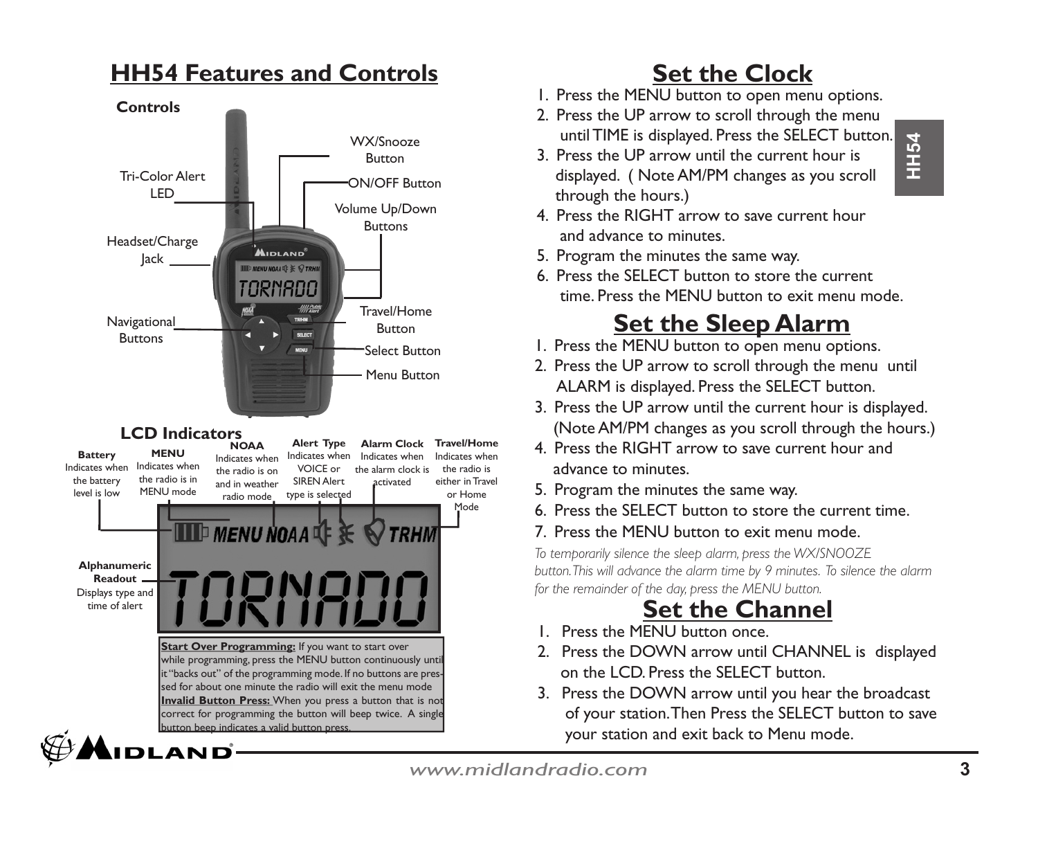# HH54 Features and Controls

**Controls**

- WX/Snooze Button
- Tri-Color Alert LED
- ON/OFF Button
- Volume Up/Down Buttons
- Headset/Charge Jack
- Travel/Home Button
- Navigational Buttons
- Select Button
- Menu Button

**LCD Indicators**

- **Battery** Indicates when the battery level is low
- **MENU** Indicates when the radio is in MENU mode
- **NOAA** Indicates when the radio is on and in weather radio mode
- **Alert Type** Indicates when VOICE or SIREN Alert type is selected
- **Alarm Clock** Indicates when the alarm clock is activated
- **Travel/Home** Indicates when the radio is either in Travel or Home Mode
- **Alphanumeric Readout** Displays type and time of alert

**Start Over Programming:** If you want to start over while programming, press the MENU button continuously until it "backs out" of the programming mode. If no buttons are pressed for about one minute the radio will exit the menu mode

**Invalid Button Press:** When you press a button that is not correct for programming the button will beep twice. A single button beep indicates a valid button press.

# Set the Clock

1. Press the MENU button to open menu options.
2. Press the UP arrow to scroll through the menu until TIME is displayed. Press the SELECT button.
3. Press the UP arrow until the current hour is displayed. ( Note AM/PM changes as you scroll through the hours.)
4. Press the RIGHT arrow to save current hour and advance to minutes.
5. Program the minutes the same way.
6. Press the SELECT button to store the current time. Press the MENU button to exit menu mode.

# Set the Sleep Alarm

1. Press the MENU button to open menu options.
2. Press the UP arrow to scroll through the menu until ALARM is displayed. Press the SELECT button.
3. Press the UP arrow until the current hour is displayed. (Note AM/PM changes as you scroll through the hours.)
4. Press the RIGHT arrow to save current hour and advance to minutes.
5. Program the minutes the same way.
6. Press the SELECT button to store the current time.
7. Press the MENU button to exit menu mode.

*To temporarily silence the sleep alarm, press the WX/SNOOZE button. This will advance the alarm time by 9 minutes. To silence the alarm for the remainder of the day, press the MENU button.*

# Set the Channel

1. Press the MENU button once.
2. Press the DOWN arrow until CHANNEL is displayed on the LCD. Press the SELECT button.
3. Press the DOWN arrow until you hear the broadcast of your station. Then Press the SELECT button to save your station and exit back to Menu mode.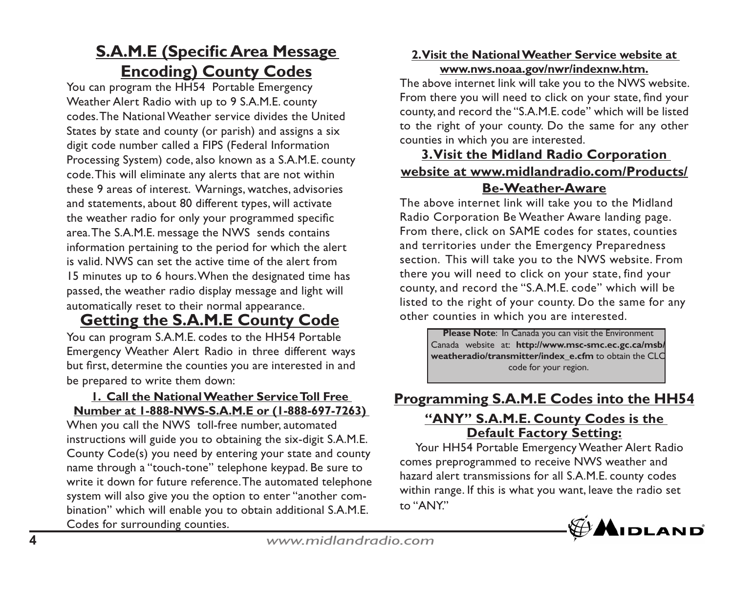## S.A.M.E (Specific Area Message Encoding) County Codes

You can program the HH54 Portable Emergency Weather Alert Radio with up to 9 S.A.M.E. county codes. The National Weather service divides the United States by state and county (or parish) and assigns a six digit code number called a FIPS (Federal Information Processing System) code, also known as a S.A.M.E. county code. This will eliminate any alerts that are not within these 9 areas of interest. Warnings, watches, advisories and statements, about 80 different types, will activate the weather radio for only your programmed specific area. The S.A.M.E. message the NWS sends contains information pertaining to the period for which the alert is valid. NWS can set the active time of the alert from 15 minutes up to 6 hours. When the designated time has passed, the weather radio display message and light will automatically reset to their normal appearance.

## Getting the S.A.M.E County Code

You can program S.A.M.E. codes to the HH54 Portable Emergency Weather Alert Radio in three different ways but first, determine the counties you are interested in and be prepared to write them down:

### 1. Call the National Weather Service Toll Free Number at 1-888-NWS-S.A.M.E or (1-888-697-7263)

When you call the NWS toll-free number, automated instructions will guide you to obtaining the six-digit S.A.M.E. County Code(s) you need by entering your state and county name through a "touch-tone" telephone keypad. Be sure to write it down for future reference. The automated telephone system will also give you the option to enter "another combination" which will enable you to obtain additional S.A.M.E. Codes for surrounding counties.

### 2. Visit the National Weather Service website at www.nws.noaa.gov/nwr/indexnw.htm.

The above internet link will take you to the NWS website. From there you will need to click on your state, find your county, and record the "S.A.M.E. code" which will be listed to the right of your county. Do the same for any other counties in which you are interested.

### 3. Visit the Midland Radio Corporation website at www.midlandradio.com/Products/Be-Weather-Aware

The above internet link will take you to the Midland Radio Corporation Be Weather Aware landing page. From there, click on SAME codes for states, counties and territories under the Emergency Preparedness section. This will take you to the NWS website. From there you will need to click on your state, find your county, and record the "S.A.M.E. code" which will be listed to the right of your county. Do the same for any other counties in which you are interested.

> **Please Note**: In Canada you can visit the Environment Canada website at: **http://www.msc-smc.ec.gc.ca/msb/weatheradio/transmitter/index_e.cfm** to obtain the CLC code for your region.

## Programming S.A.M.E Codes into the HH54

### "ANY" S.A.M.E. County Codes is the Default Factory Setting:

Your HH54 Portable Emergency Weather Alert Radio comes preprogrammed to receive NWS weather and hazard alert transmissions for all S.A.M.E. county codes within range. If this is what you want, leave the radio set to "ANY."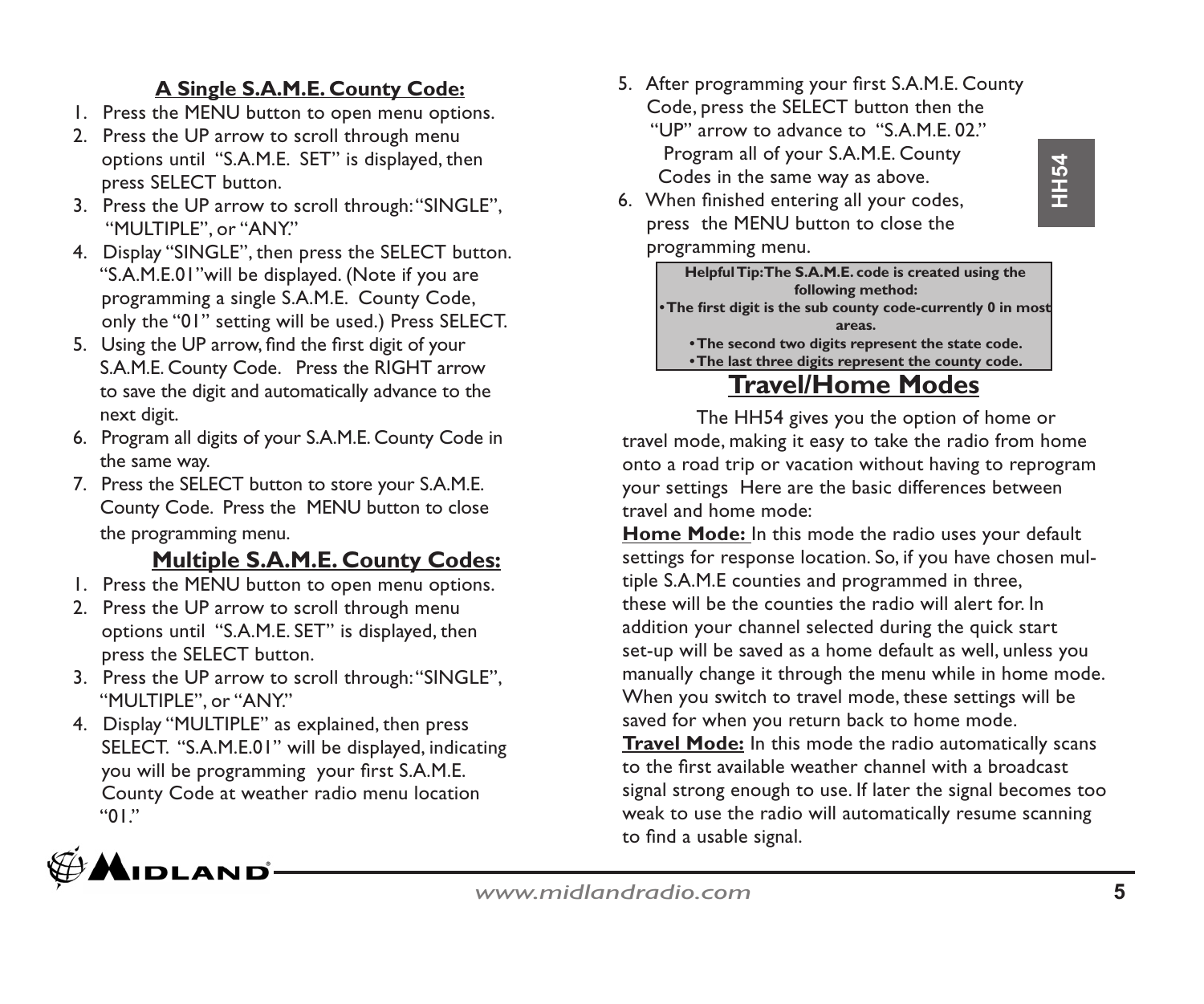### A Single S.A.M.E. County Code:

1. Press the MENU button to open menu options.
2. Press the UP arrow to scroll through menu options until "S.A.M.E. SET" is displayed, then press SELECT button.
3. Press the UP arrow to scroll through: "SINGLE", "MULTIPLE", or "ANY."
4. Display "SINGLE", then press the SELECT button. "S.A.M.E.01" will be displayed. (Note if you are programming a single S.A.M.E. County Code, only the "01" setting will be used.) Press SELECT.
5. Using the UP arrow, find the first digit of your S.A.M.E. County Code. Press the RIGHT arrow to save the digit and automatically advance to the next digit.
6. Program all digits of your S.A.M.E. County Code in the same way.
7. Press the SELECT button to store your S.A.M.E. County Code. Press the MENU button to close the programming menu.

### Multiple S.A.M.E. County Codes:

1. Press the MENU button to open menu options.
2. Press the UP arrow to scroll through menu options until "S.A.M.E. SET" is displayed, then press the SELECT button.
3. Press the UP arrow to scroll through: "SINGLE", "MULTIPLE", or "ANY."
4. Display "MULTIPLE" as explained, then press SELECT. "S.A.M.E.01" will be displayed, indicating you will be programming your first S.A.M.E. County Code at weather radio menu location "01."
5. After programming your first S.A.M.E. County Code, press the SELECT button then the "UP" arrow to advance to "S.A.M.E. 02." Program all of your S.A.M.E. County Codes in the same way as above.
6. When finished entering all your codes, press the MENU button to close the programming menu.

**Helpful Tip: The S.A.M.E. code is created using the following method:**
- **The first digit is the sub county code-currently 0 in most areas.**
- **The second two digits represent the state code.**
- **The last three digits represent the county code.**

## Travel/Home Modes

The HH54 gives you the option of home or travel mode, making it easy to take the radio from home onto a road trip or vacation without having to reprogram your settings Here are the basic differences between travel and home mode:

**Home Mode:** In this mode the radio uses your default settings for response location. So, if you have chosen multiple S.A.M.E counties and programmed in three, these will be the counties the radio will alert for. In addition your channel selected during the quick start set-up will be saved as a home default as well, unless you manually change it through the menu while in home mode. When you switch to travel mode, these settings will be saved for when you return back to home mode.

**Travel Mode:** In this mode the radio automatically scans to the first available weather channel with a broadcast signal strong enough to use. If later the signal becomes too weak to use the radio will automatically resume scanning to find a usable signal.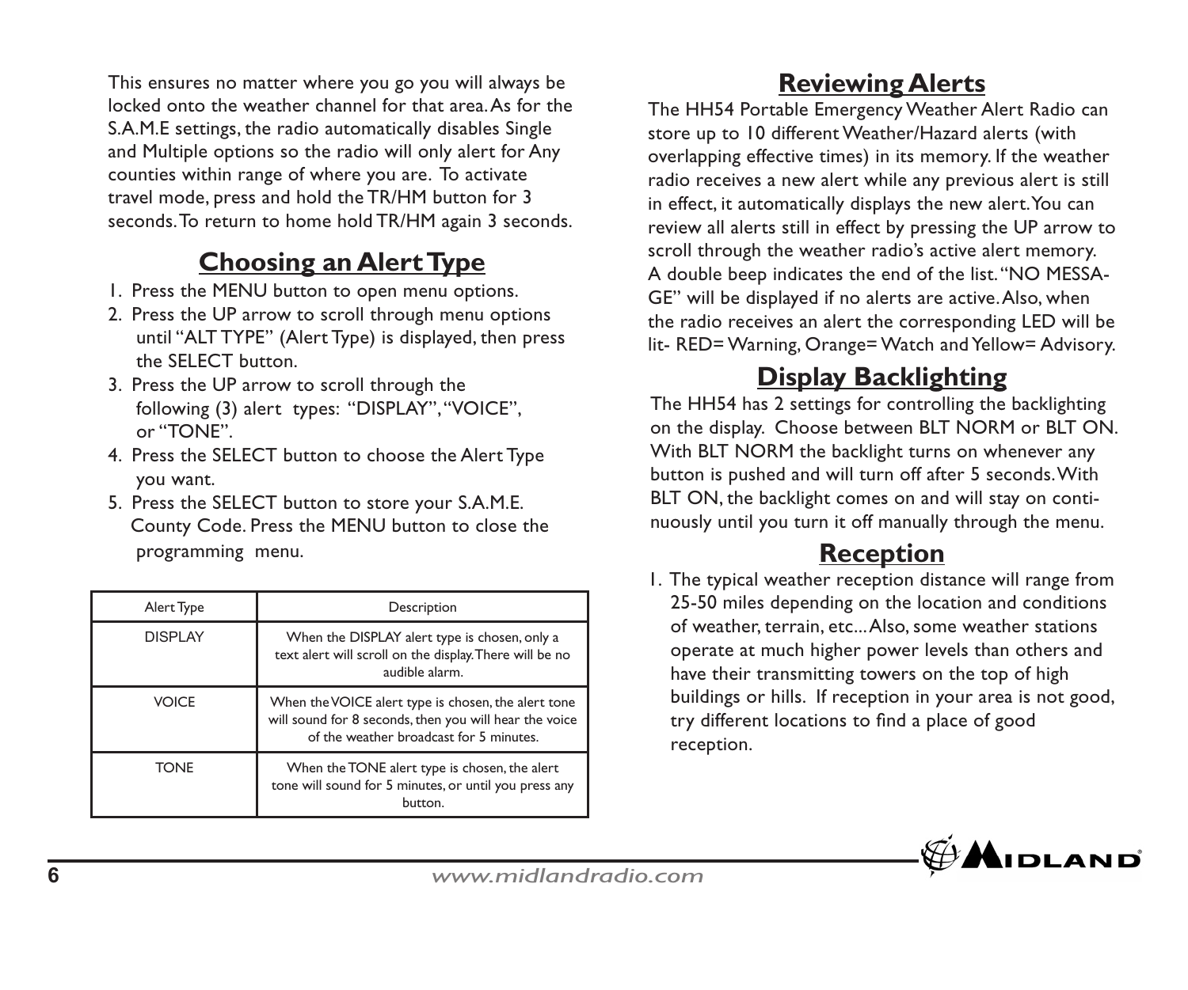This ensures no matter where you go you will always be locked onto the weather channel for that area. As for the S.A.M.E settings, the radio automatically disables Single and Multiple options so the radio will only alert for Any counties within range of where you are. To activate travel mode, press and hold the TR/HM button for 3 seconds. To return to home hold TR/HM again 3 seconds.

## Choosing an Alert Type

1. Press the MENU button to open menu options.
2. Press the UP arrow to scroll through menu options until "ALT TYPE" (Alert Type) is displayed, then press the SELECT button.
3. Press the UP arrow to scroll through the following (3) alert types: "DISPLAY", "VOICE", or "TONE".
4. Press the SELECT button to choose the Alert Type you want.
5. Press the SELECT button to store your S.A.M.E. County Code. Press the MENU button to close the programming menu.

| Alert Type | Description |
|---|---|
| DISPLAY | When the DISPLAY alert type is chosen, only a text alert will scroll on the display. There will be no audible alarm. |
| VOICE | When the VOICE alert type is chosen, the alert tone will sound for 8 seconds, then you will hear the voice of the weather broadcast for 5 minutes. |
| TONE | When the TONE alert type is chosen, the alert tone will sound for 5 minutes, or until you press any button. |

## Reviewing Alerts

The HH54 Portable Emergency Weather Alert Radio can store up to 10 different Weather/Hazard alerts (with overlapping effective times) in its memory. If the weather radio receives a new alert while any previous alert is still in effect, it automatically displays the new alert. You can review all alerts still in effect by pressing the UP arrow to scroll through the weather radio's active alert memory. A double beep indicates the end of the list. "NO MESSAGE" will be displayed if no alerts are active. Also, when the radio receives an alert the corresponding LED will be lit- RED= Warning, Orange= Watch and Yellow= Advisory.

## Display Backlighting

The HH54 has 2 settings for controlling the backlighting on the display. Choose between BLT NORM or BLT ON. With BLT NORM the backlight turns on whenever any button is pushed and will turn off after 5 seconds. With BLT ON, the backlight comes on and will stay on continuously until you turn it off manually through the menu.

## Reception

1. The typical weather reception distance will range from 25-50 miles depending on the location and conditions of weather, terrain, etc... Also, some weather stations operate at much higher power levels than others and have their transmitting towers on the top of high buildings or hills. If reception in your area is not good, try different locations to find a place of good reception.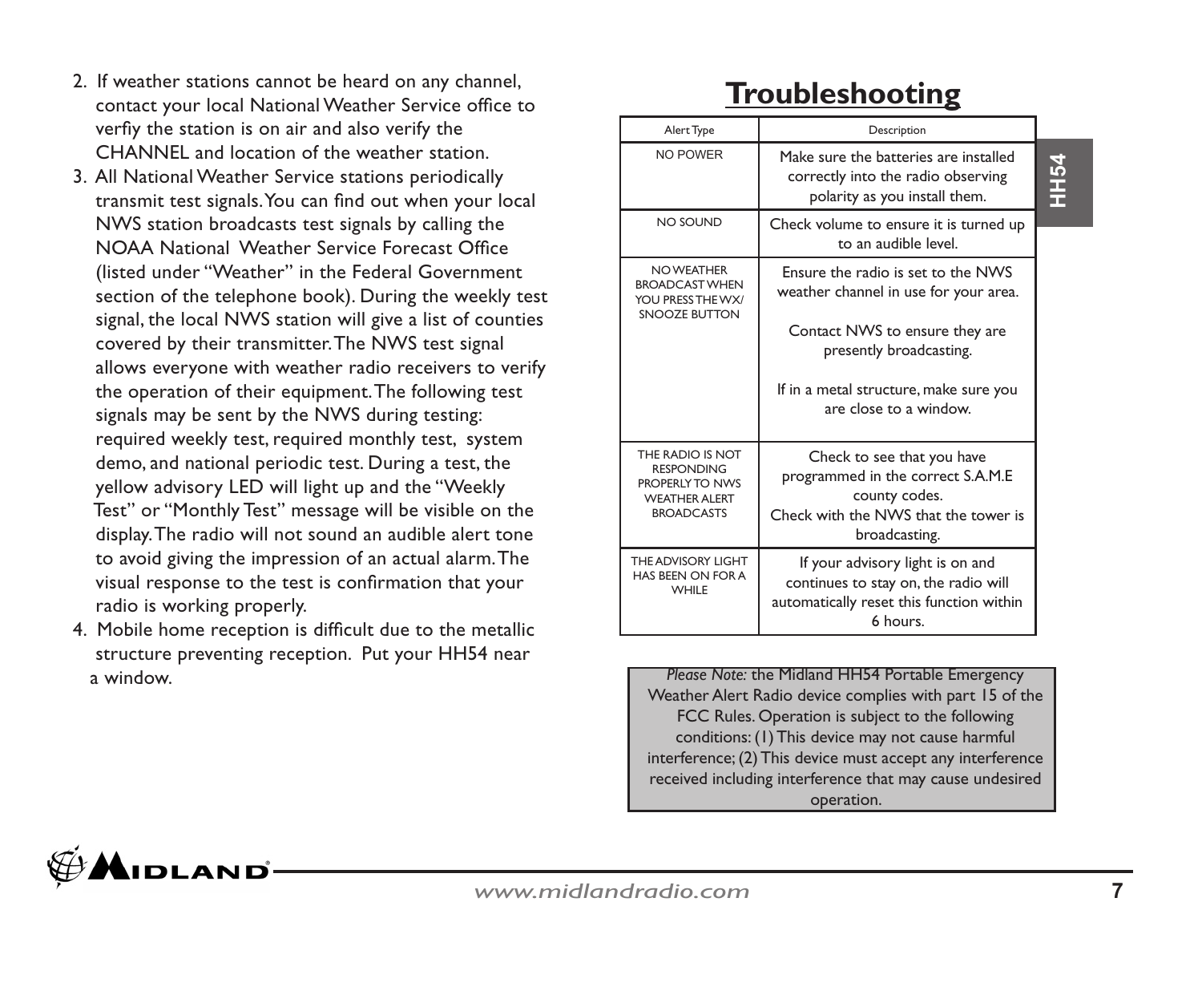2. If weather stations cannot be heard on any channel, contact your local National Weather Service office to verfiy the station is on air and also verify the CHANNEL and location of the weather station.
3. All National Weather Service stations periodically transmit test signals. You can find out when your local NWS station broadcasts test signals by calling the NOAA National Weather Service Forecast Office (listed under "Weather" in the Federal Government section of the telephone book). During the weekly test signal, the local NWS station will give a list of counties covered by their transmitter. The NWS test signal allows everyone with weather radio receivers to verify the operation of their equipment. The following test signals may be sent by the NWS during testing: required weekly test, required monthly test, system demo, and national periodic test. During a test, the yellow advisory LED will light up and the "Weekly Test" or "Monthly Test" message will be visible on the display. The radio will not sound an audible alert tone to avoid giving the impression of an actual alarm. The visual response to the test is confirmation that your radio is working properly.
4. Mobile home reception is difficult due to the metallic structure preventing reception. Put your HH54 near a window.

# Troubleshooting

| Alert Type | Description |
|---|---|
| NO POWER | Make sure the batteries are installed correctly into the radio observing polarity as you install them. |
| NO SOUND | Check volume to ensure it is turned up to an audible level. |
| NO WEATHER BROADCAST WHEN YOU PRESS THE WX/ SNOOZE BUTTON | Ensure the radio is set to the NWS weather channel in use for your area.<br><br>Contact NWS to ensure they are presently broadcasting.<br><br>If in a metal structure, make sure you are close to a window. |
| THE RADIO IS NOT RESPONDING PROPERLY TO NWS WEATHER ALERT BROADCASTS | Check to see that you have programmed in the correct S.A.M.E county codes.<br>Check with the NWS that the tower is broadcasting. |
| THE ADVISORY LIGHT HAS BEEN ON FOR A WHILE | If your advisory light is on and continues to stay on, the radio will automatically reset this function within 6 hours. |

*Please Note:* the Midland HH54 Portable Emergency Weather Alert Radio device complies with part 15 of the FCC Rules. Operation is subject to the following conditions: (1) This device may not cause harmful interference; (2) This device must accept any interference received including interference that may cause undesired operation.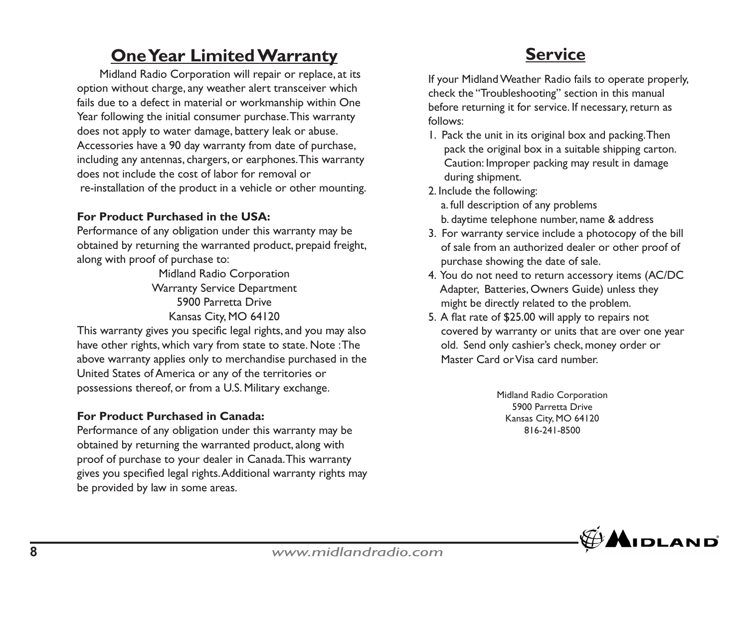## One Year Limited Warranty

Midland Radio Corporation will repair or replace, at its option without charge, any weather alert transceiver which fails due to a defect in material or workmanship within One Year following the initial consumer purchase. This warranty does not apply to water damage, battery leak or abuse. Accessories have a 90 day warranty from date of purchase, including any antennas, chargers, or earphones. This warranty does not include the cost of labor for removal or re-installation of the product in a vehicle or other mounting.

**For Product Purchased in the USA:**
Performance of any obligation under this warranty may be obtained by returning the warranted product, prepaid freight, along with proof of purchase to:

Midland Radio Corporation
Warranty Service Department
5900 Parretta Drive
Kansas City, MO 64120

This warranty gives you specific legal rights, and you may also have other rights, which vary from state to state. Note : The above warranty applies only to merchandise purchased in the United States of America or any of the territories or possessions thereof, or from a U.S. Military exchange.

**For Product Purchased in Canada:**
Performance of any obligation under this warranty may be obtained by returning the warranted product, along with proof of purchase to your dealer in Canada. This warranty gives you specified legal rights. Additional warranty rights may be provided by law in some areas.

## Service

If your Midland Weather Radio fails to operate properly, check the "Troubleshooting" section in this manual before returning it for service. If necessary, return as follows:

1. Pack the unit in its original box and packing. Then pack the original box in a suitable shipping carton. Caution: Improper packing may result in damage during shipment.
2. Include the following:
   a. full description of any problems
   b. daytime telephone number, name & address
3. For warranty service include a photocopy of the bill of sale from an authorized dealer or other proof of purchase showing the date of sale.
4. You do not need to return accessory items (AC/DC Adapter, Batteries, Owners Guide) unless they might be directly related to the problem.
5. A flat rate of $25.00 will apply to repairs not covered by warranty or units that are over one year old. Send only cashier's check, money order or Master Card or Visa card number.

Midland Radio Corporation
5900 Parretta Drive
Kansas City, MO 64120
816-241-8500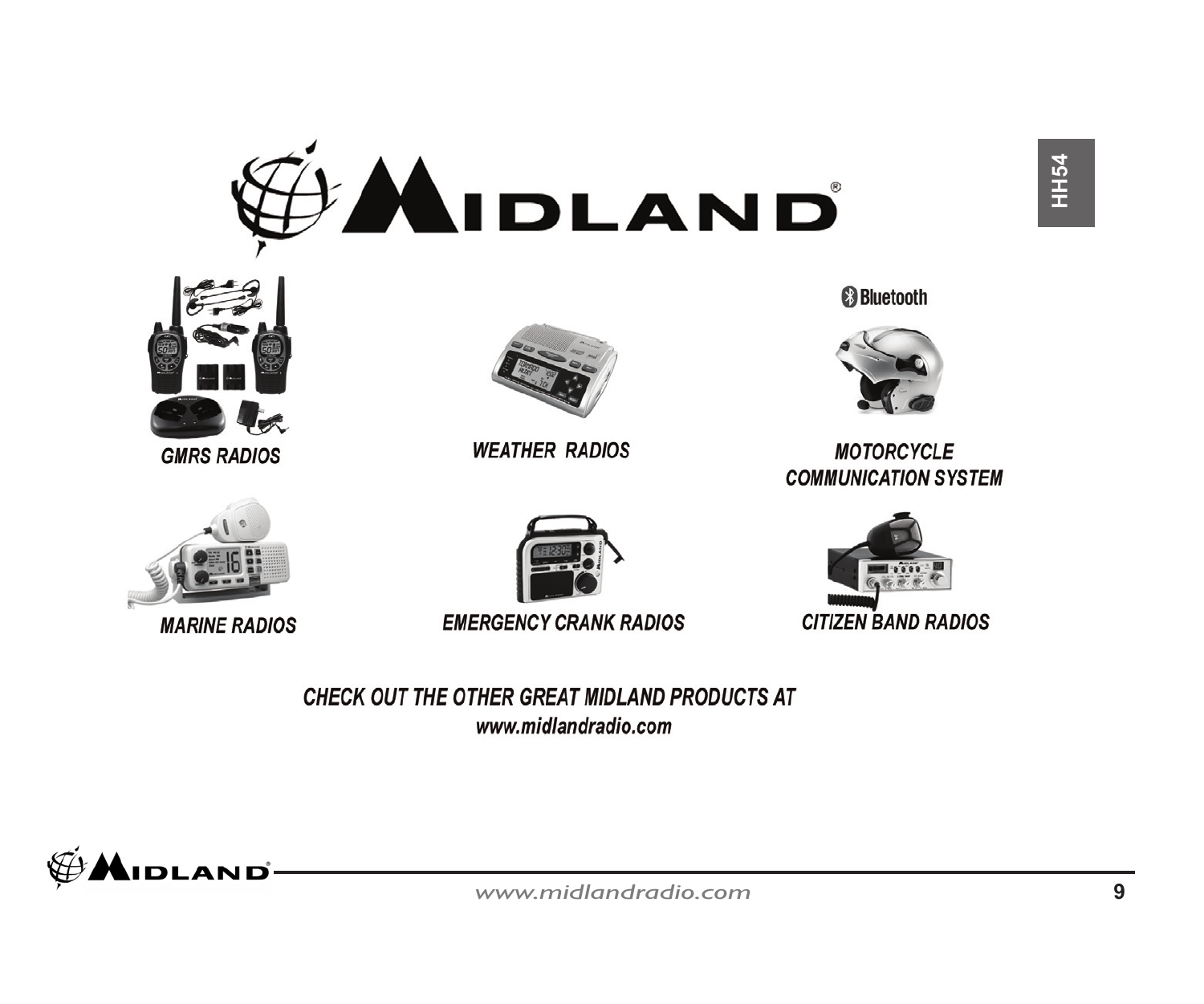# MIDLAND

Bluetooth

GMRS RADIOS

WEATHER RADIOS

MOTORCYCLE COMMUNICATION SYSTEM

MARINE RADIOS

EMERGENCY CRANK RADIOS

CITIZEN BAND RADIOS

***CHECK OUT THE OTHER GREAT MIDLAND PRODUCTS AT***
***www.midlandradio.com***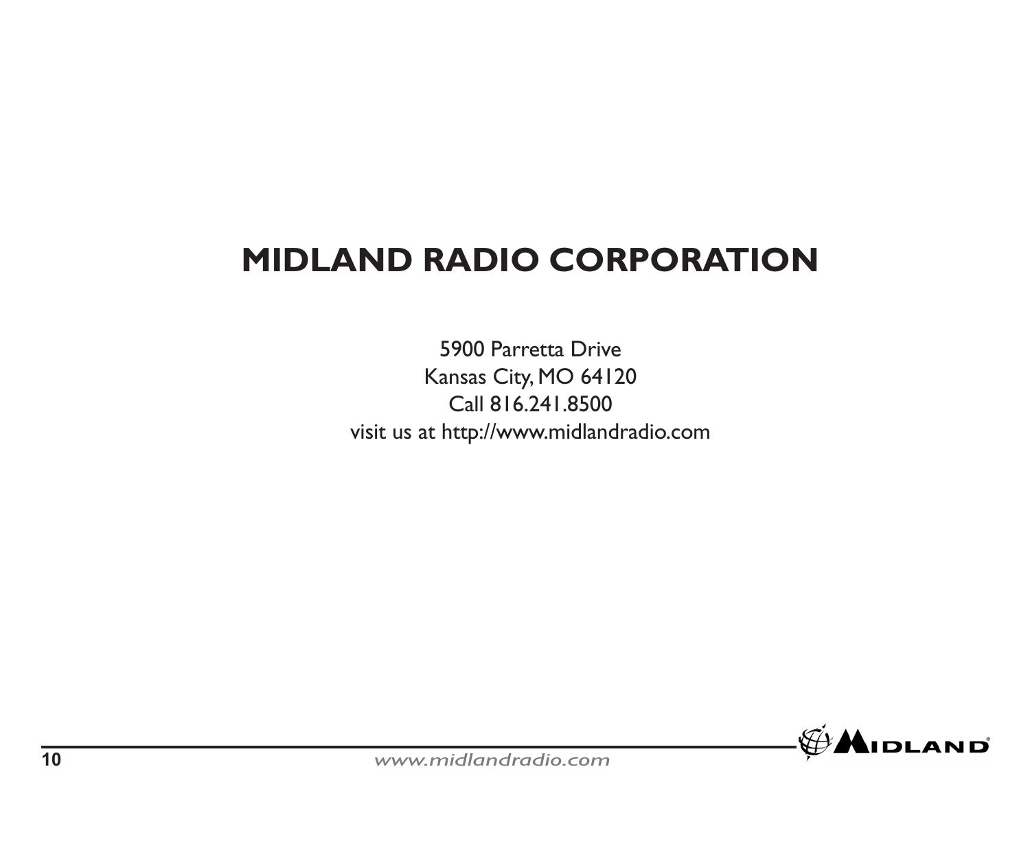# MIDLAND RADIO CORPORATION

5900 Parretta Drive
Kansas City, MO 64120
Call 816.241.8500
visit us at http://www.midlandradio.com